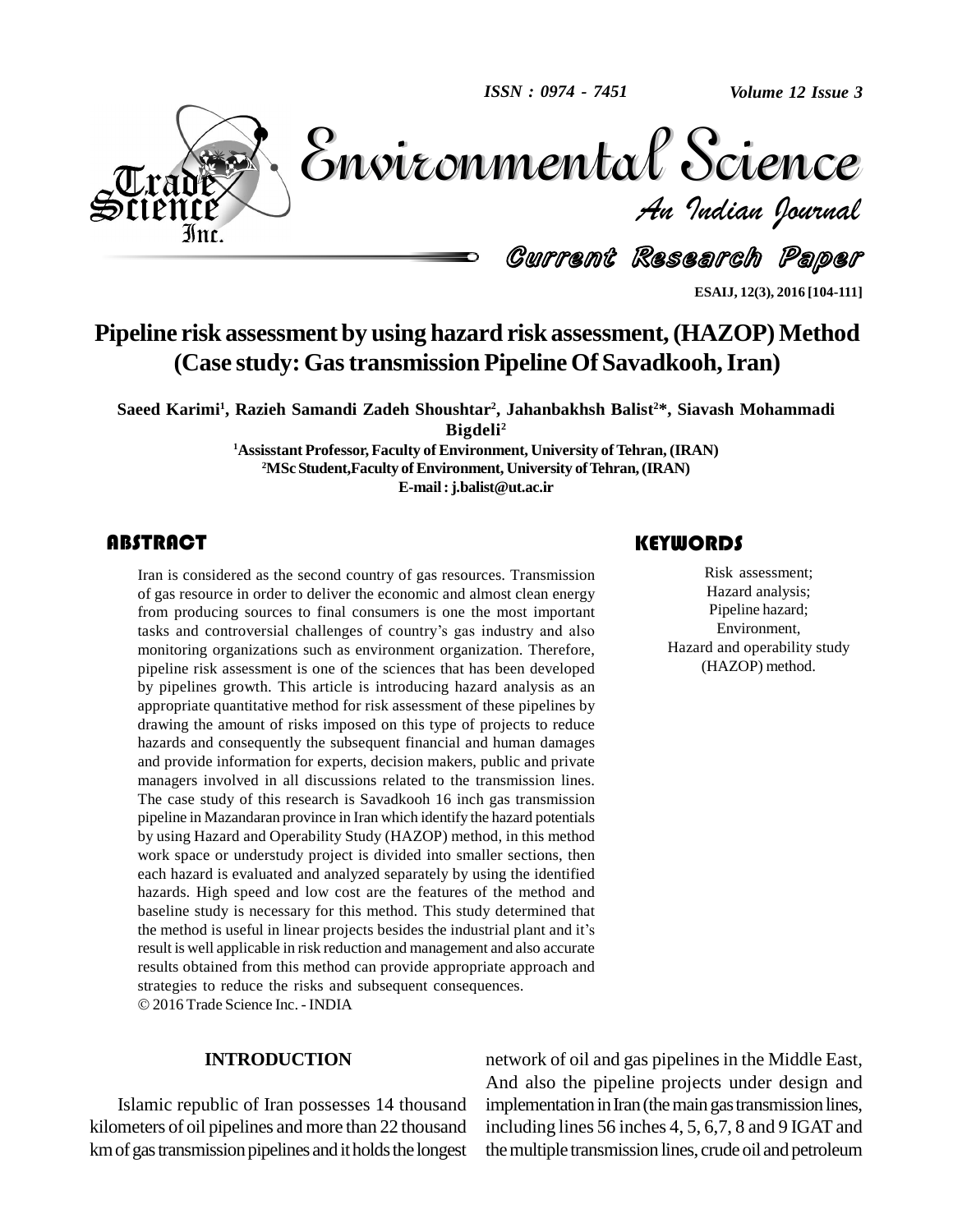# Pipeline risk assessment by using hazard risk assessment, (HAZOP) Method (Case study: Gas transmission Pipeline Of Savadkooh, Iran)

**Saeed Karimi[1], Razieh Samandi Zadeh Shoushtar[2], Jahanbakhsh Balist[2]*, Siavash Mohammadi Bigdeli[2]**

[1]Assisstant Professor, Faculty of Environment, University of Tehran, (IRAN)

[2]MSc Student, Faculty of Environment, University of Tehran, (IRAN)

E-mail : j.balist@ut.ac.ir

## ABSTRACT

Iran is considered as the second country of gas resources. Transmission of gas resource in order to deliver the economic and almost clean energy from producing sources to final consumers is one the most important tasks and controversial challenges of country's gas industry and also monitoring organizations such as environment organization. Therefore, pipeline risk assessment is one of the sciences that has been developed by pipelines growth. This article is introducing hazard analysis as an appropriate quantitative method for risk assessment of these pipelines by drawing the amount of risks imposed on this type of projects to reduce hazards and consequently the subsequent financial and human damages and provide information for experts, decision makers, public and private managers involved in all discussions related to the transmission lines. The case study of this research is Savadkooh 16 inch gas transmission pipeline in Mazandaran province in Iran which identify the hazard potentials by using Hazard and Operability Study (HAZOP) method, in this method work space or understudy project is divided into smaller sections, then each hazard is evaluated and analyzed separately by using the identified hazards. High speed and low cost are the features of the method and baseline study is necessary for this method. This study determined that the method is useful in linear projects besides the industrial plant and it's result is well applicable in risk reduction and management and also accurate results obtained from this method can provide appropriate approach and strategies to reduce the risks and subsequent consequences.

© 2016 Trade Science Inc. - INDIA

## KEYWORDS

Risk assessment;
Hazard analysis;
Pipeline hazard;
Environment,
Hazard and operability study (HAZOP) method.

## INTRODUCTION

Islamic republic of Iran possesses 14 thousand kilometers of oil pipelines and more than 22 thousand km of gas transmission pipelines and it holds the longest network of oil and gas pipelines in the Middle East, And also the pipeline projects under design and implementation in Iran (the main gas transmission lines, including lines 56 inches 4, 5, 6,7, 8 and 9 IGAT and the multiple transmission lines, crude oil and petroleum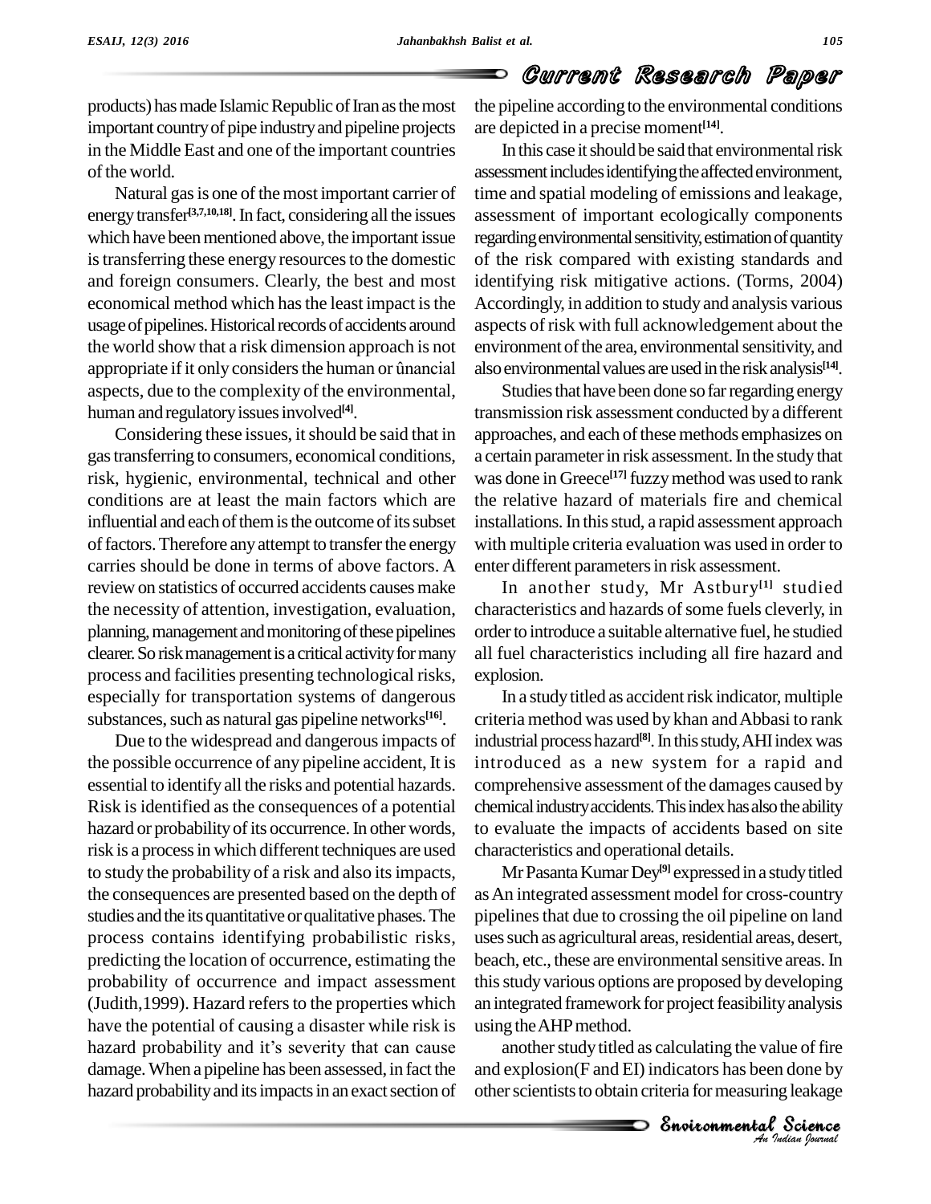products) has made Islamic Republic of Iran as the most important country of pipe industry and pipeline projects in the Middle East and one of the important countries of the world.

Natural gas is one of the most important carrier of energy transfer[3,7,10,18]. In fact, considering all the issues which have been mentioned above, the important issue is transferring these energy resources to the domestic and foreign consumers. Clearly, the best and most economical method which has the least impact is the usage of pipelines. Historical records of accidents around the world show that a risk dimension approach is not appropriate if it only considers the human or ûnancial aspects, due to the complexity of the environmental, human and regulatory issues involved[4].

Considering these issues, it should be said that in gas transferring to consumers, economical conditions, risk, hygienic, environmental, technical and other conditions are at least the main factors which are influential and each of them is the outcome of its subset of factors. Therefore any attempt to transfer the energy carries should be done in terms of above factors. A review on statistics of occurred accidents causes make the necessity of attention, investigation, evaluation, planning, management and monitoring of these pipelines clearer. So risk management is a critical activity for many process and facilities presenting technological risks, especially for transportation systems of dangerous substances, such as natural gas pipeline networks[16].

Due to the widespread and dangerous impacts of the possible occurrence of any pipeline accident, It is essential to identify all the risks and potential hazards. Risk is identified as the consequences of a potential hazard or probability of its occurrence. In other words, risk is a process in which different techniques are used to study the probability of a risk and also its impacts, the consequences are presented based on the depth of studies and the its quantitative or qualitative phases. The process contains identifying probabilistic risks, predicting the location of occurrence, estimating the probability of occurrence and impact assessment (Judith,1999). Hazard refers to the properties which have the potential of causing a disaster while risk is hazard probability and it's severity that can cause damage. When a pipeline has been assessed, in fact the hazard probability and its impacts in an exact section of the pipeline according to the environmental conditions are depicted in a precise moment[14].

In this case it should be said that environmental risk assessment includes identifying the affected environment, time and spatial modeling of emissions and leakage, assessment of important ecologically components regarding environmental sensitivity, estimation of quantity of the risk compared with existing standards and identifying risk mitigative actions. (Torms, 2004) Accordingly, in addition to study and analysis various aspects of risk with full acknowledgement about the environment of the area, environmental sensitivity, and also environmental values are used in the risk analysis[14].

Studies that have been done so far regarding energy transmission risk assessment conducted by a different approaches, and each of these methods emphasizes on a certain parameter in risk assessment. In the study that was done in Greece[17] fuzzy method was used to rank the relative hazard of materials fire and chemical installations. In this stud, a rapid assessment approach with multiple criteria evaluation was used in order to enter different parameters in risk assessment.

In another study, Mr Astbury[1] studied characteristics and hazards of some fuels cleverly, in order to introduce a suitable alternative fuel, he studied all fuel characteristics including all fire hazard and explosion.

In a study titled as accident risk indicator, multiple criteria method was used by khan and Abbasi to rank industrial process hazard[8]. In this study, AHI index was introduced as a new system for a rapid and comprehensive assessment of the damages caused by chemical industry accidents. This index has also the ability to evaluate the impacts of accidents based on site characteristics and operational details.

Mr Pasanta Kumar Dey[9] expressed in a study titled as An integrated assessment model for cross-country pipelines that due to crossing the oil pipeline on land uses such as agricultural areas, residential areas, desert, beach, etc., these are environmental sensitive areas. In this study various options are proposed by developing an integrated framework for project feasibility analysis using the AHP method.

another study titled as calculating the value of fire and explosion(F and EI) indicators has been done by other scientists to obtain criteria for measuring leakage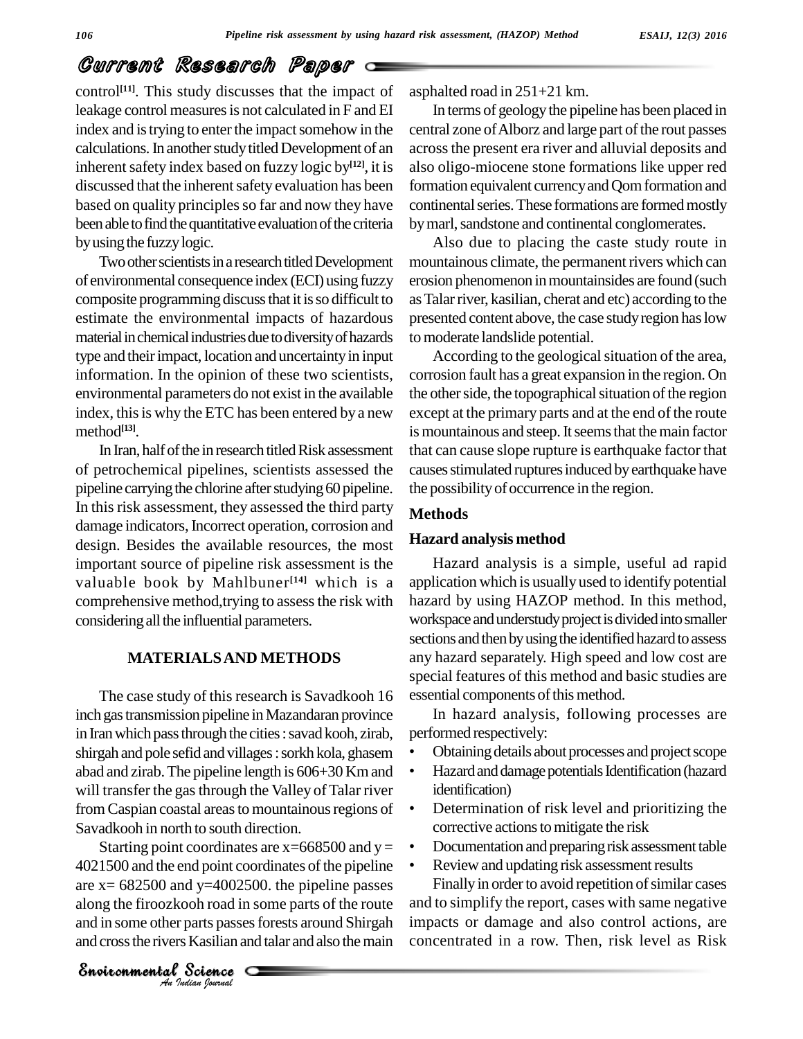control[11]. This study discusses that the impact of leakage control measures is not calculated in F and EI index and is trying to enter the impact somehow in the calculations. In another study titled Development of an inherent safety index based on fuzzy logic by[12], it is discussed that the inherent safety evaluation has been based on quality principles so far and now they have been able to find the quantitative evaluation of the criteria by using the fuzzy logic.

Two other scientists in a research titled Development of environmental consequence index (ECI) using fuzzy composite programming discuss that it is so difficult to estimate the environmental impacts of hazardous material in chemical industries due to diversity of hazards type and their impact, location and uncertainty in input information. In the opinion of these two scientists, environmental parameters do not exist in the available index, this is why the ETC has been entered by a new method[13].

In Iran, half of the in research titled Risk assessment of petrochemical pipelines, scientists assessed the pipeline carrying the chlorine after studying 60 pipeline. In this risk assessment, they assessed the third party damage indicators, Incorrect operation, corrosion and design. Besides the available resources, the most important source of pipeline risk assessment is the valuable book by Mahlbuner[14] which is a comprehensive method,trying to assess the risk with considering all the influential parameters.

## MATERIALS AND METHODS

The case study of this research is Savadkooh 16 inch gas transmission pipeline in Mazandaran province in Iran which pass through the cities : savad kooh, zirab, shirgah and pole sefid and villages : sorkh kola, ghasem abad and zirab. The pipeline length is 606+30 Km and will transfer the gas through the Valley of Talar river from Caspian coastal areas to mountainous regions of Savadkooh in north to south direction.

Starting point coordinates are x=668500 and y = 4021500 and the end point coordinates of the pipeline are x= 682500 and y=4002500. the pipeline passes along the firoozkooh road in some parts of the route and in some other parts passes forests around Shirgah and cross the rivers Kasilian and talar and also the main asphalted road in 251+21 km.

In terms of geology the pipeline has been placed in central zone of Alborz and large part of the rout passes across the present era river and alluvial deposits and also oligo-miocene stone formations like upper red formation equivalent currency and Qom formation and continental series. These formations are formed mostly by marl, sandstone and continental conglomerates.

Also due to placing the caste study route in mountainous climate, the permanent rivers which can erosion phenomenon in mountainsides are found (such as Talar river, kasilian, cherat and etc) according to the presented content above, the case study region has low to moderate landslide potential.

According to the geological situation of the area, corrosion fault has a great expansion in the region. On the other side, the topographical situation of the region except at the primary parts and at the end of the route is mountainous and steep. It seems that the main factor that can cause slope rupture is earthquake factor that causes stimulated ruptures induced by earthquake have the possibility of occurrence in the region.

### Methods

### Hazard analysis method

Hazard analysis is a simple, useful ad rapid application which is usually used to identify potential hazard by using HAZOP method. In this method, workspace and understudy project is divided into smaller sections and then by using the identified hazard to assess any hazard separately. High speed and low cost are special features of this method and basic studies are essential components of this method.

In hazard analysis, following processes are performed respectively:

- Obtaining details about processes and project scope
- Hazard and damage potentials Identification (hazard identification)
- Determination of risk level and prioritizing the corrective actions to mitigate the risk
- Documentation and preparing risk assessment table
- Review and updating risk assessment results

Finally in order to avoid repetition of similar cases and to simplify the report, cases with same negative impacts or damage and also control actions, are concentrated in a row. Then, risk level as Risk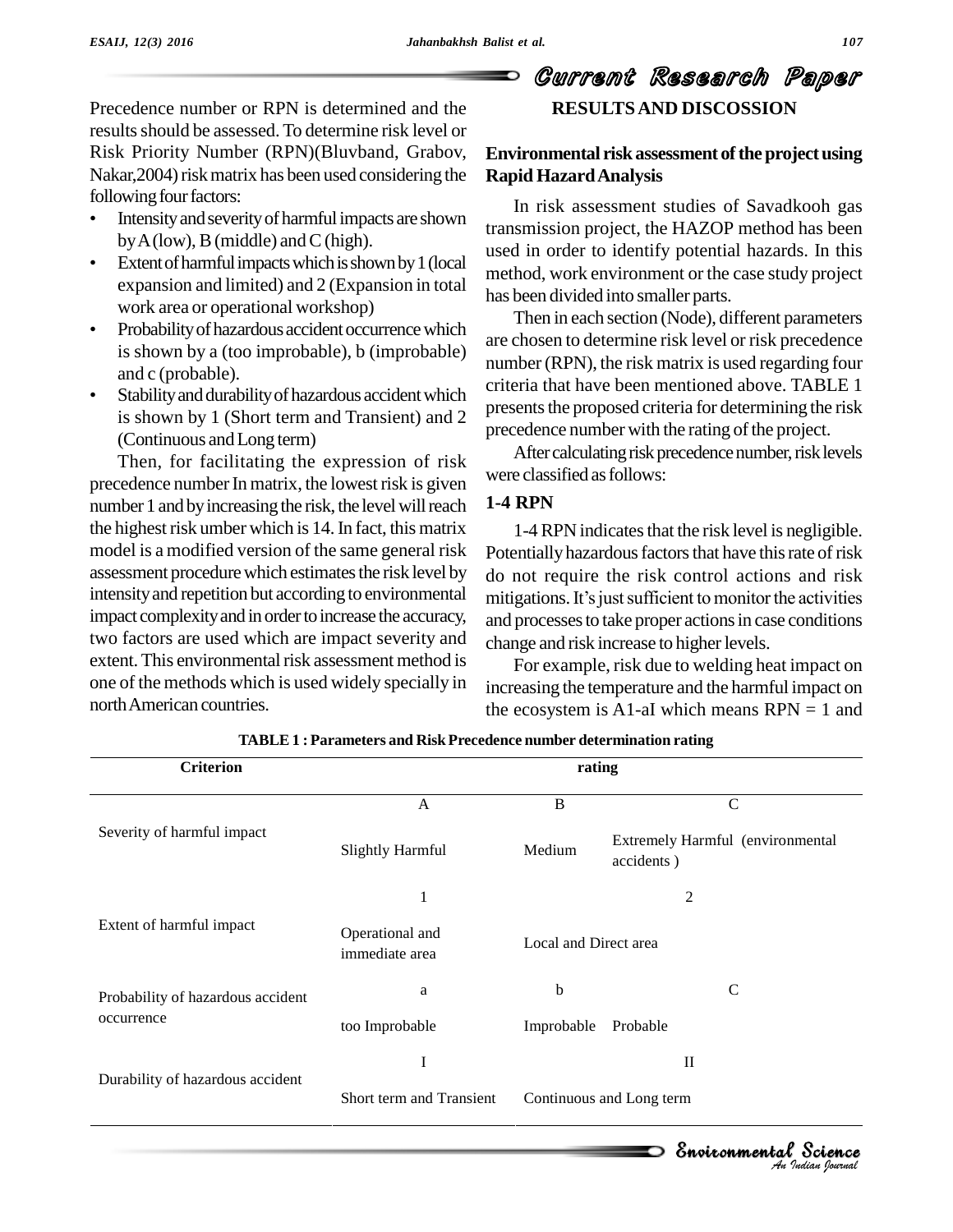Precedence number or RPN is determined and the results should be assessed. To determine risk level or Risk Priority Number (RPN)(Bluvband, Grabov, Nakar,2004) risk matrix has been used considering the following four factors:

- Intensity and severity of harmful impacts are shown by A (low), B (middle) and C (high).
- Extent of harmful impacts which is shown by 1 (local expansion and limited) and 2 (Expansion in total work area or operational workshop)
- Probability of hazardous accident occurrence which is shown by a (too improbable), b (improbable) and c (probable).
- Stability and durability of hazardous accident which is shown by 1 (Short term and Transient) and 2 (Continuous and Long term)

Then, for facilitating the expression of risk precedence number In matrix, the lowest risk is given number 1 and by increasing the risk, the level will reach the highest risk umber which is 14. In fact, this matrix model is a modified version of the same general risk assessment procedure which estimates the risk level by intensity and repetition but according to environmental impact complexity and in order to increase the accuracy, two factors are used which are impact severity and extent. This environmental risk assessment method is one of the methods which is used widely specially in north American countries.

## RESULTS AND DISCOSSION

### Environmental risk assessment of the project using Rapid Hazard Analysis

In risk assessment studies of Savadkooh gas transmission project, the HAZOP method has been used in order to identify potential hazards. In this method, work environment or the case study project has been divided into smaller parts.

Then in each section (Node), different parameters are chosen to determine risk level or risk precedence number (RPN), the risk matrix is used regarding four criteria that have been mentioned above. TABLE 1 presents the proposed criteria for determining the risk precedence number with the rating of the project.

After calculating risk precedence number, risk levels were classified as follows:

### 1-4 RPN

1-4 RPN indicates that the risk level is negligible. Potentially hazardous factors that have this rate of risk do not require the risk control actions and risk mitigations. It's just sufficient to monitor the activities and processes to take proper actions in case conditions change and risk increase to higher levels.

For example, risk due to welding heat impact on increasing the temperature and the harmful impact on the ecosystem is A1-aI which means RPN = 1 and

**TABLE 1 : Parameters and Risk Precedence number determination rating**

| Criterion | rating | | |
|---|---|---|---|
| | A | B | C |
| Severity of harmful impact | Slightly Harmful | Medium | Extremely Harmful (environmental accidents ) |
| | 1 | 2 | |
| Extent of harmful impact | Operational and immediate area | Local and Direct area | |
| | a | b | C |
| Probability of hazardous accident occurrence | too Improbable | Improbable | Probable |
| | I | II | |
| Durability of hazardous accident | Short term and Transient | Continuous and Long term | |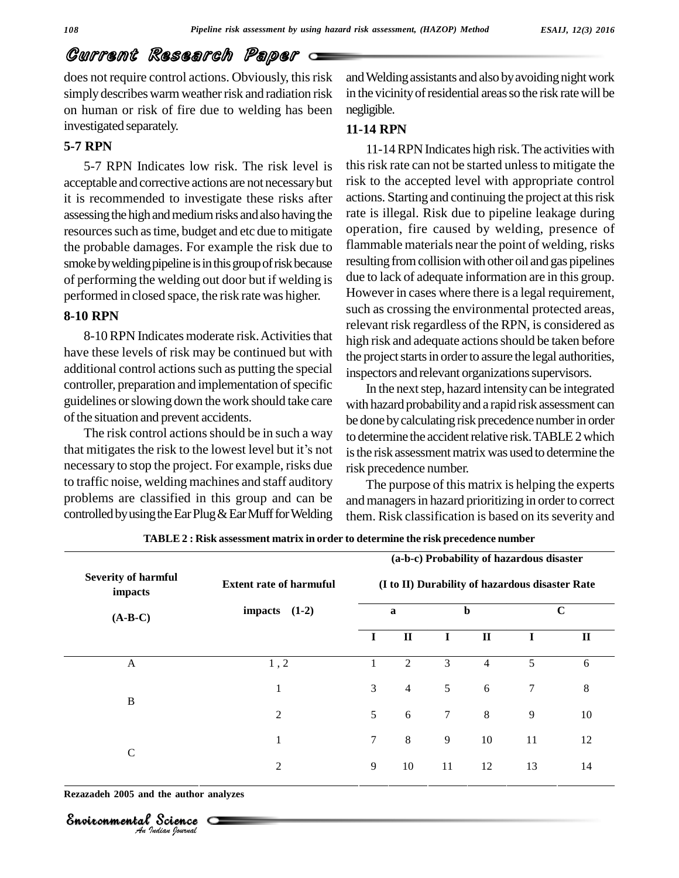does not require control actions. Obviously, this risk simply describes warm weather risk and radiation risk on human or risk of fire due to welding has been investigated separately.

### 5-7 RPN

5-7 RPN Indicates low risk. The risk level is acceptable and corrective actions are not necessary but it is recommended to investigate these risks after assessing the high and medium risks and also having the resources such as time, budget and etc due to mitigate the probable damages. For example the risk due to smoke by welding pipeline is in this group of risk because of performing the welding out door but if welding is performed in closed space, the risk rate was higher.

### 8-10 RPN

8-10 RPN Indicates moderate risk. Activities that have these levels of risk may be continued but with additional control actions such as putting the special controller, preparation and implementation of specific guidelines or slowing down the work should take care of the situation and prevent accidents.

The risk control actions should be in such a way that mitigates the risk to the lowest level but it's not necessary to stop the project. For example, risks due to traffic noise, welding machines and staff auditory problems are classified in this group and can be controlled by using the Ear Plug & Ear Muff for Welding and Welding assistants and also by avoiding night work in the vicinity of residential areas so the risk rate will be negligible.

### 11-14 RPN

11-14 RPN Indicates high risk. The activities with this risk rate can not be started unless to mitigate the risk to the accepted level with appropriate control actions. Starting and continuing the project at this risk rate is illegal. Risk due to pipeline leakage during operation, fire caused by welding, presence of flammable materials near the point of welding, risks resulting from collision with other oil and gas pipelines due to lack of adequate information are in this group. However in cases where there is a legal requirement, such as crossing the environmental protected areas, relevant risk regardless of the RPN, is considered as high risk and adequate actions should be taken before the project starts in order to assure the legal authorities, inspectors and relevant organizations supervisors.

In the next step, hazard intensity can be integrated with hazard probability and a rapid risk assessment can be done by calculating risk precedence number in order to determine the accident relative risk. TABLE 2 which is the risk assessment matrix was used to determine the risk precedence number.

The purpose of this matrix is helping the experts and managers in hazard prioritizing in order to correct them. Risk classification is based on its severity and

**TABLE 2 : Risk assessment matrix in order to determine the risk precedence number**

| Severity of harmful impacts (A-B-C) | Extent rate of harmful impacts (1-2) | (a-b-c) Probability of hazardous disaster (I to II) Durability of hazardous disaster Rate | | | | | |
|---|---|---|---|---|---|---|---|
| | | a | | b | | C | |
| | | I | II | I | II | I | II |
| A | 1 , 2 | 1 | 2 | 3 | 4 | 5 | 6 |
| B | 1 | 3 | 4 | 5 | 6 | 7 | 8 |
| | 2 | 5 | 6 | 7 | 8 | 9 | 10 |
| C | 1 | 7 | 8 | 9 | 10 | 11 | 12 |
| | 2 | 9 | 10 | 11 | 12 | 13 | 14 |

Rezazadeh 2005 and the author analyzes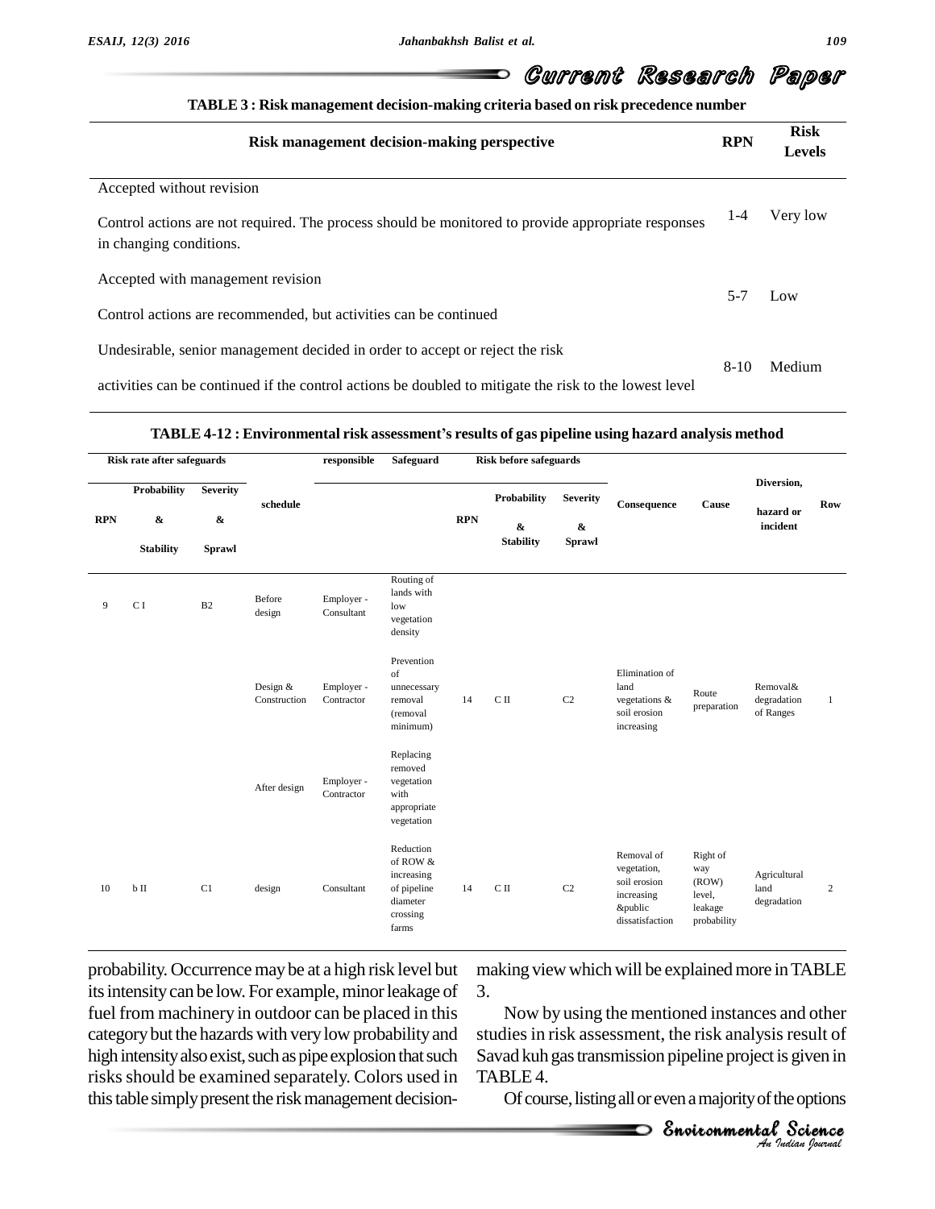**TABLE 3 : Risk management decision-making criteria based on risk precedence number**

| Risk management decision-making perspective | RPN | Risk Levels |
|---|---|---|
| Accepted without revision<br>Control actions are not required. The process should be monitored to provide appropriate responses in changing conditions. | 1-4 | Very low |
| Accepted with management revision<br>Control actions are recommended, but activities can be continued | 5-7 | Low |
| Undesirable, senior management decided in order to accept or reject the risk<br>activities can be continued if the control actions be doubled to mitigate the risk to the lowest level | 8-10 | Medium |

**TABLE 4-12 : Environmental risk assessment's results of gas pipeline using hazard analysis method**

| Risk rate after safeguards | | | schedule | responsible | Safeguard | Risk before safeguards | | | Consequence | Cause | Diversion, hazard or incident | Row |
|---|---|---|---|---|---|---|---|---|---|---|---|---|
| RPN | Probability & Stability | Severity & Sprawl | | | | RPN | Probability & Stability | Severity & Sprawl | | | | |
| 9 | C I | B2 | Before design | Employer - Consultant | Routing of lands with low vegetation density | | | | | | | |
| | | | Design & Construction | Employer - Contractor | Prevention of unnecessary removal (removal minimum) | 14 | C II | C2 | Elimination of land vegetations & soil erosion increasing | Route preparation | Removal& degradation of Ranges | 1 |
| | | | After design | Employer - Contractor | Replacing removed vegetation with appropriate vegetation | | | | | | | |
| 10 | b II | C1 | design | Consultant | Reduction of ROW & increasing of pipeline diameter crossing farms | 14 | C II | C2 | Removal of vegetation, soil erosion increasing &public dissatisfaction | Right of way (ROW) level, leakage probability | Agricultural land degradation | 2 |

probability. Occurrence may be at a high risk level but its intensity can be low. For example, minor leakage of fuel from machinery in outdoor can be placed in this category but the hazards with very low probability and high intensity also exist, such as pipe explosion that such risks should be examined separately. Colors used in this table simply present the risk management decision-making view which will be explained more in TABLE 3.

Now by using the mentioned instances and other studies in risk assessment, the risk analysis result of Savad kuh gas transmission pipeline project is given in TABLE 4.

Of course, listing all or even a majority of the options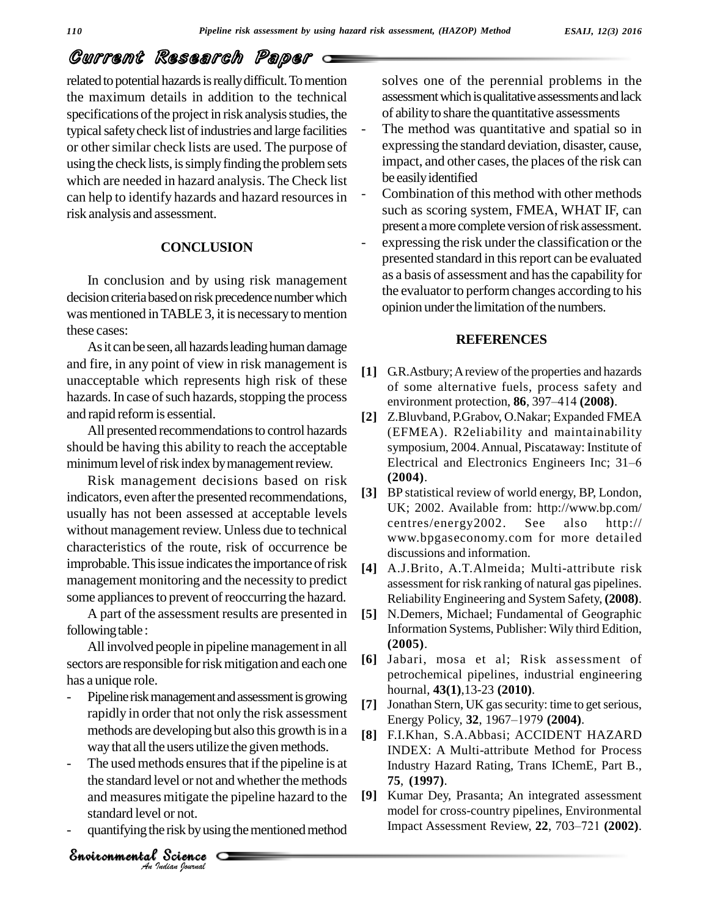related to potential hazards is really difficult. To mention the maximum details in addition to the technical specifications of the project in risk analysis studies, the typical safety check list of industries and large facilities or other similar check lists are used. The purpose of using the check lists, is simply finding the problem sets which are needed in hazard analysis. The Check list can help to identify hazards and hazard resources in risk analysis and assessment.

## CONCLUSION

In conclusion and by using risk management decision criteria based on risk precedence number which was mentioned in TABLE 3, it is necessary to mention these cases:

As it can be seen, all hazards leading human damage and fire, in any point of view in risk management is unacceptable which represents high risk of these hazards. In case of such hazards, stopping the process and rapid reform is essential.

All presented recommendations to control hazards should be having this ability to reach the acceptable minimum level of risk index by management review.

Risk management decisions based on risk indicators, even after the presented recommendations, usually has not been assessed at acceptable levels without management review. Unless due to technical characteristics of the route, risk of occurrence be improbable. This issue indicates the importance of risk management monitoring and the necessity to predict some appliances to prevent of reoccurring the hazard.

A part of the assessment results are presented in following table :

All involved people in pipeline management in all sectors are responsible for risk mitigation and each one has a unique role.

- Pipeline risk management and assessment is growing rapidly in order that not only the risk assessment methods are developing but also this growth is in a way that all the users utilize the given methods.
- The used methods ensures that if the pipeline is at the standard level or not and whether the methods and measures mitigate the pipeline hazard to the standard level or not.
- quantifying the risk by using the mentioned method solves one of the perennial problems in the assessment which is qualitative assessments and lack of ability to share the quantitative assessments
- The method was quantitative and spatial so in expressing the standard deviation, disaster, cause, impact, and other cases, the places of the risk can be easily identified
- Combination of this method with other methods such as scoring system, FMEA, WHAT IF, can present a more complete version of risk assessment.
- expressing the risk under the classification or the presented standard in this report can be evaluated as a basis of assessment and has the capability for the evaluator to perform changes according to his opinion under the limitation of the numbers.

## REFERENCES

[1] G.R.Astbury; A review of the properties and hazards of some alternative fuels, process safety and environment protection, **86**, 397–414 **(2008)**.

[2] Z.Bluvband, P.Grabov, O.Nakar; Expanded FMEA (EFMEA). R2eliability and maintainability symposium, 2004. Annual, Piscataway: Institute of Electrical and Electronics Engineers Inc; 31–6 **(2004)**.

[3] BP statistical review of world energy, BP, London, UK; 2002. Available from: http://www.bp.com/centres/energy2002. See also http://www.bpgaseconomy.com for more detailed discussions and information.

[4] A.J.Brito, A.T.Almeida; Multi-attribute risk assessment for risk ranking of natural gas pipelines. Reliability Engineering and System Safety, **(2008)**.

[5] N.Demers, Michael; Fundamental of Geographic Information Systems, Publisher: Wily third Edition, **(2005)**.

[6] Jabari, mosa et al; Risk assessment of petrochemical pipelines, industrial engineering hournal, **43(1)**,13-23 **(2010)**.

[7] Jonathan Stern, UK gas security: time to get serious, Energy Policy, **32**, 1967–1979 **(2004)**.

[8] F.I.Khan, S.A.Abbasi; ACCIDENT HAZARD INDEX: A Multi-attribute Method for Process Industry Hazard Rating, Trans IChemE, Part B., **75**, **(1997)**.

[9] Kumar Dey, Prasanta; An integrated assessment model for cross-country pipelines, Environmental Impact Assessment Review, **22**, 703–721 **(2002)**.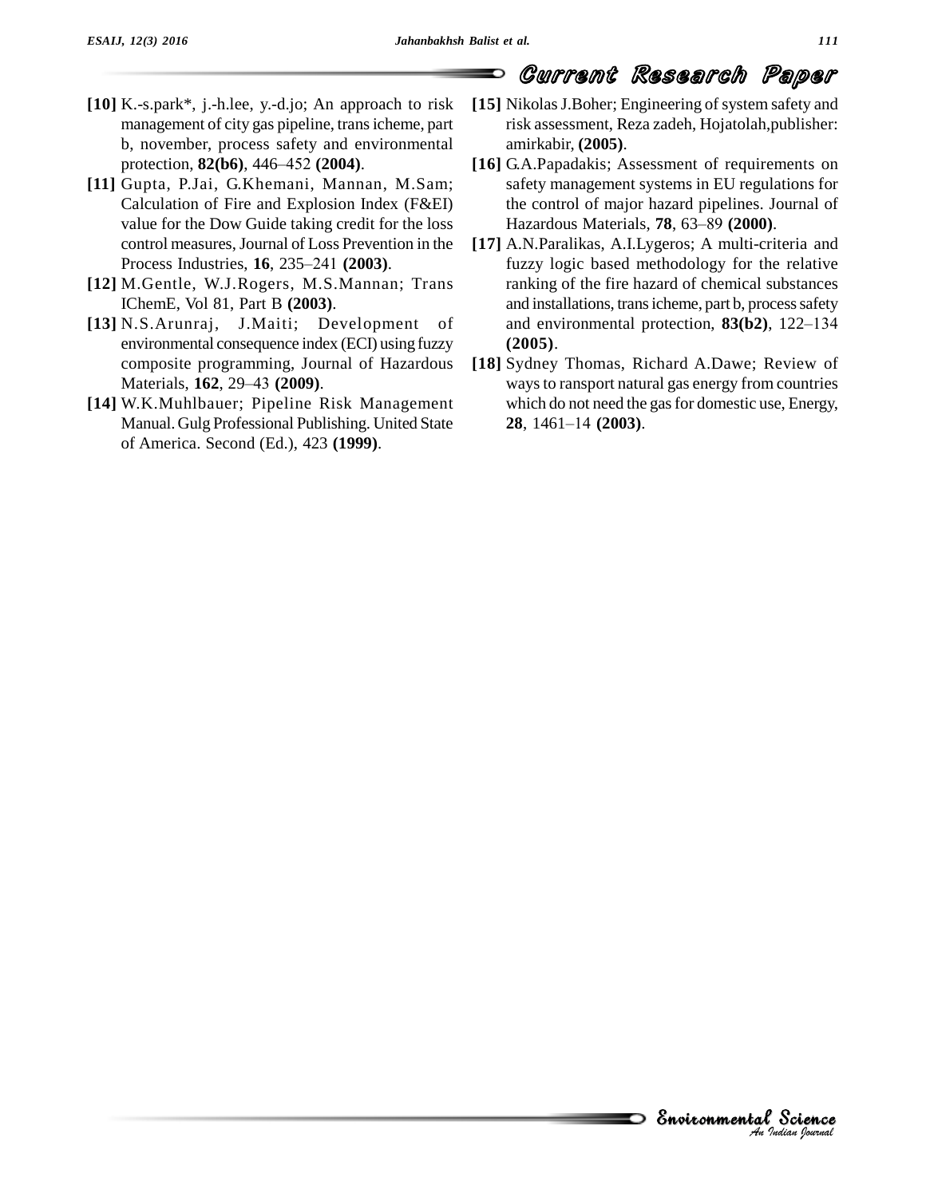**[10]** K.-s.park*, j.-h.lee, y.-d.jo; An approach to risk management of city gas pipeline, trans icheme, part b, november, process safety and environmental protection, **82(b6)**, 446–452 **(2004)**.

**[11]** Gupta, P.Jai, G.Khemani, Mannan, M.Sam; Calculation of Fire and Explosion Index (F&EI) value for the Dow Guide taking credit for the loss control measures, Journal of Loss Prevention in the Process Industries, **16**, 235–241 **(2003)**.

**[12]** M.Gentle, W.J.Rogers, M.S.Mannan; Trans IChemE, Vol 81, Part B **(2003)**.

**[13]** N.S.Arunraj, J.Maiti; Development of environmental consequence index (ECI) using fuzzy composite programming, Journal of Hazardous Materials, **162**, 29–43 **(2009)**.

**[14]** W.K.Muhlbauer; Pipeline Risk Management Manual. Gulg Professional Publishing. United State of America. Second (Ed.), 423 **(1999)**.

**[15]** Nikolas J.Boher; Engineering of system safety and risk assessment, Reza zadeh, Hojatolah,publisher: amirkabir, **(2005)**.

**[16]** G.A.Papadakis; Assessment of requirements on safety management systems in EU regulations for the control of major hazard pipelines. Journal of Hazardous Materials, **78**, 63–89 **(2000)**.

**[17]** A.N.Paralikas, A.I.Lygeros; A multi-criteria and fuzzy logic based methodology for the relative ranking of the fire hazard of chemical substances and installations, trans icheme, part b, process safety and environmental protection, **83(b2)**, 122–134 **(2005)**.

**[18]** Sydney Thomas, Richard A.Dawe; Review of ways to ransport natural gas energy from countries which do not need the gas for domestic use, Energy, **28**, 1461–14 **(2003)**.